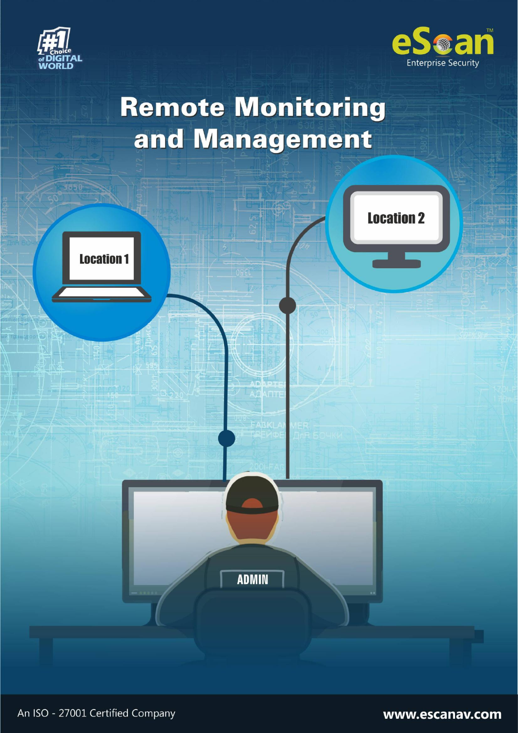#1 Choice of DIGITAL WORLD

eScan™ Enterprise Security

# Remote Monitoring and Management

Location 1

Location 2

ADMIN

An ISO - 27001 Certified Company

www.escanav.com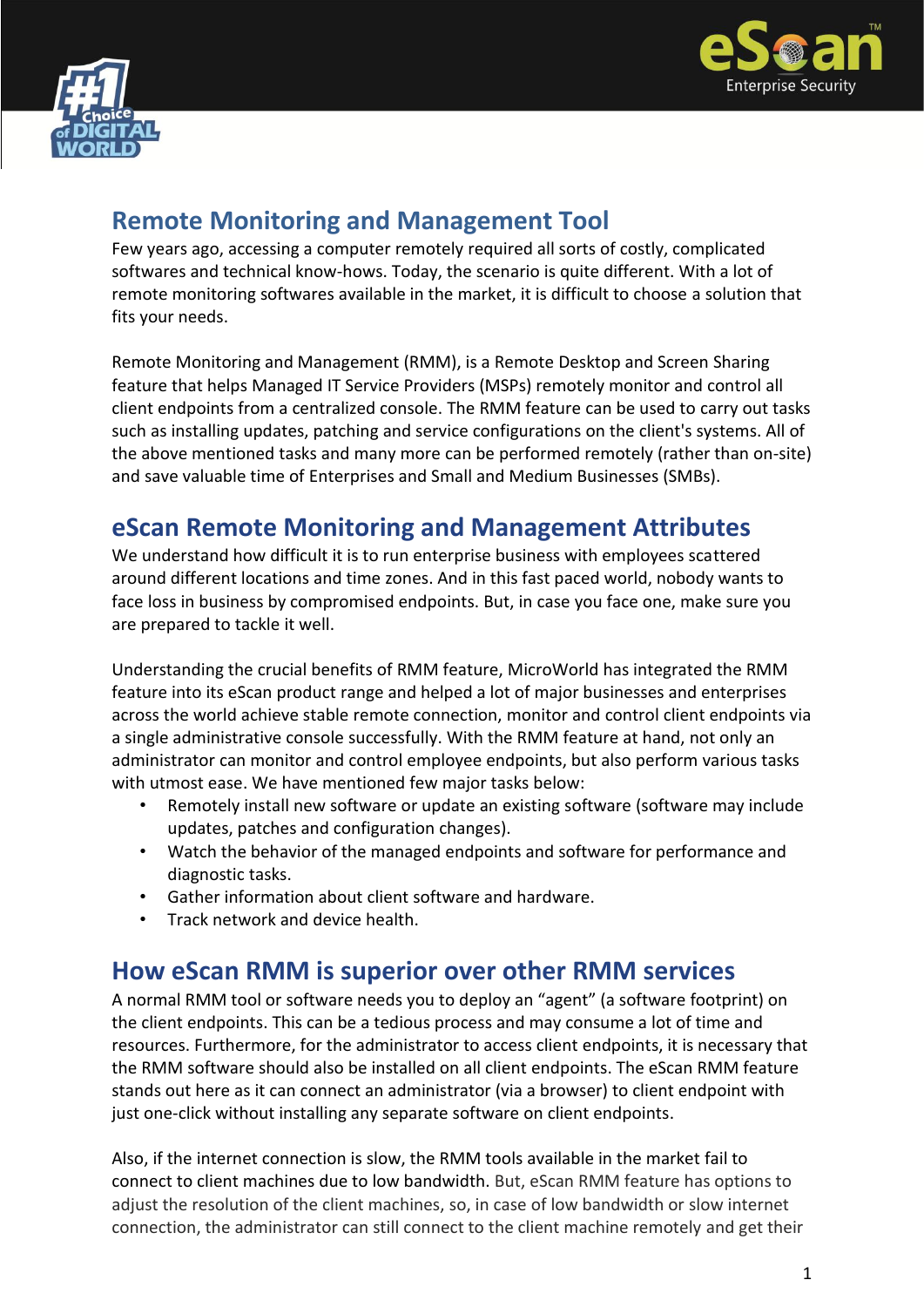## Remote Monitoring and Management Tool

Few years ago, accessing a computer remotely required all sorts of costly, complicated softwares and technical know-hows. Today, the scenario is quite different. With a lot of remote monitoring softwares available in the market, it is difficult to choose a solution that fits your needs.

Remote Monitoring and Management (RMM), is a Remote Desktop and Screen Sharing feature that helps Managed IT Service Providers (MSPs) remotely monitor and control all client endpoints from a centralized console. The RMM feature can be used to carry out tasks such as installing updates, patching and service configurations on the client's systems. All of the above mentioned tasks and many more can be performed remotely (rather than on-site) and save valuable time of Enterprises and Small and Medium Businesses (SMBs).

## eScan Remote Monitoring and Management Attributes

We understand how difficult it is to run enterprise business with employees scattered around different locations and time zones. And in this fast paced world, nobody wants to face loss in business by compromised endpoints. But, in case you face one, make sure you are prepared to tackle it well.

Understanding the crucial benefits of RMM feature, MicroWorld has integrated the RMM feature into its eScan product range and helped a lot of major businesses and enterprises across the world achieve stable remote connection, monitor and control client endpoints via a single administrative console successfully. With the RMM feature at hand, not only an administrator can monitor and control employee endpoints, but also perform various tasks with utmost ease. We have mentioned few major tasks below:

- Remotely install new software or update an existing software (software may include updates, patches and configuration changes).
- Watch the behavior of the managed endpoints and software for performance and diagnostic tasks.
- Gather information about client software and hardware.
- Track network and device health.

## How eScan RMM is superior over other RMM services

A normal RMM tool or software needs you to deploy an "agent" (a software footprint) on the client endpoints. This can be a tedious process and may consume a lot of time and resources. Furthermore, for the administrator to access client endpoints, it is necessary that the RMM software should also be installed on all client endpoints. The eScan RMM feature stands out here as it can connect an administrator (via a browser) to client endpoint with just one-click without installing any separate software on client endpoints.

Also, if the internet connection is slow, the RMM tools available in the market fail to connect to client machines due to low bandwidth. But, eScan RMM feature has options to adjust the resolution of the client machines, so, in case of low bandwidth or slow internet connection, the administrator can still connect to the client machine remotely and get their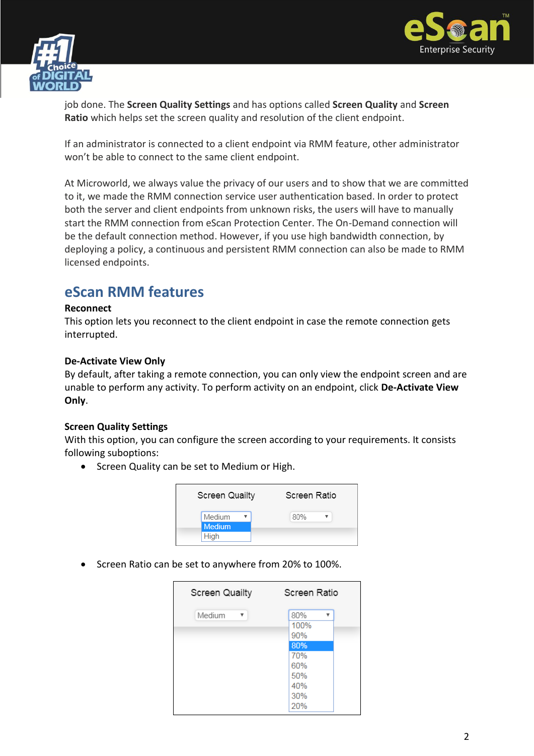job done. The **Screen Quality Settings** and has options called **Screen Quality** and **Screen Ratio** which helps set the screen quality and resolution of the client endpoint.

If an administrator is connected to a client endpoint via RMM feature, other administrator won't be able to connect to the same client endpoint.

At Microworld, we always value the privacy of our users and to show that we are committed to it, we made the RMM connection service user authentication based. In order to protect both the server and client endpoints from unknown risks, the users will have to manually start the RMM connection from eScan Protection Center. The On-Demand connection will be the default connection method. However, if you use high bandwidth connection, by deploying a policy, a continuous and persistent RMM connection can also be made to RMM licensed endpoints.

## eScan RMM features

**Reconnect**
This option lets you reconnect to the client endpoint in case the remote connection gets interrupted.

**De-Activate View Only**
By default, after taking a remote connection, you can only view the endpoint screen and are unable to perform any activity. To perform activity on an endpoint, click **De-Activate View Only**.

**Screen Quality Settings**
With this option, you can configure the screen according to your requirements. It consists following suboptions:

- Screen Quality can be set to Medium or High.

- Screen Ratio can be set to anywhere from 20% to 100%.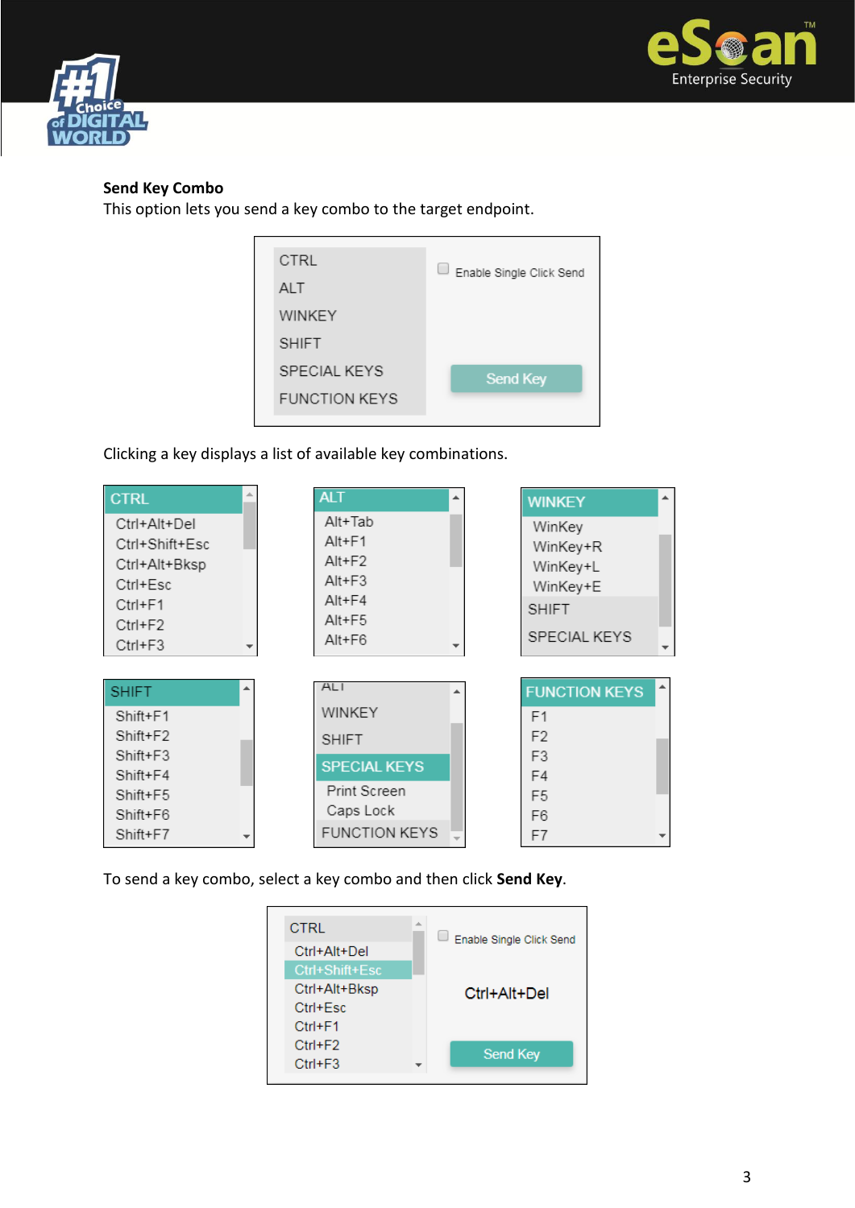**Send Key Combo**

This option lets you send a key combo to the target endpoint.

Clicking a key displays a list of available key combinations.

To send a key combo, select a key combo and then click **Send Key**.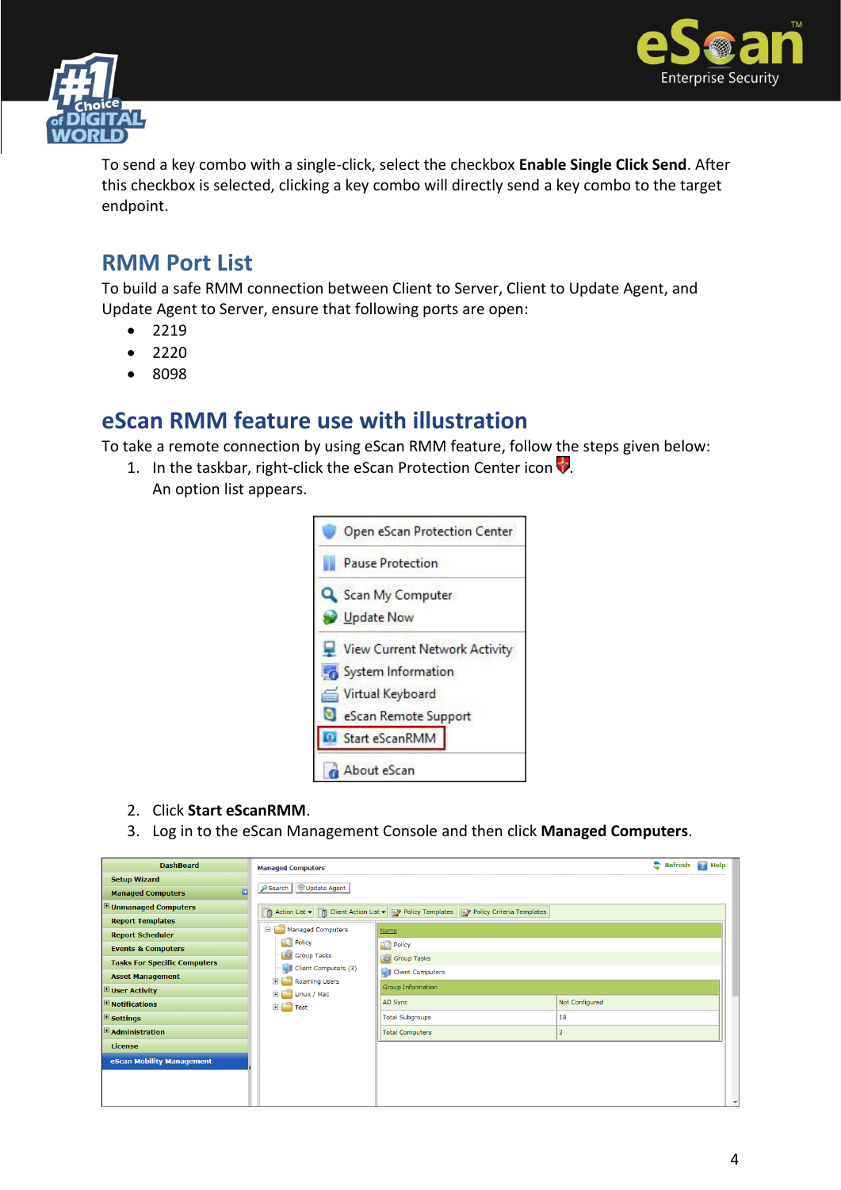To send a key combo with a single-click, select the checkbox **Enable Single Click Send**. After this checkbox is selected, clicking a key combo will directly send a key combo to the target endpoint.

## RMM Port List

To build a safe RMM connection between Client to Server, Client to Update Agent, and Update Agent to Server, ensure that following ports are open:

- 2219
- 2220
- 8098

## eScan RMM feature use with illustration

To take a remote connection by using eScan RMM feature, follow the steps given below:

1. In the taskbar, right-click the eScan Protection Center icon.
   An option list appears.
2. Click **Start eScanRMM**.
3. Log in to the eScan Management Console and then click **Managed Computers**.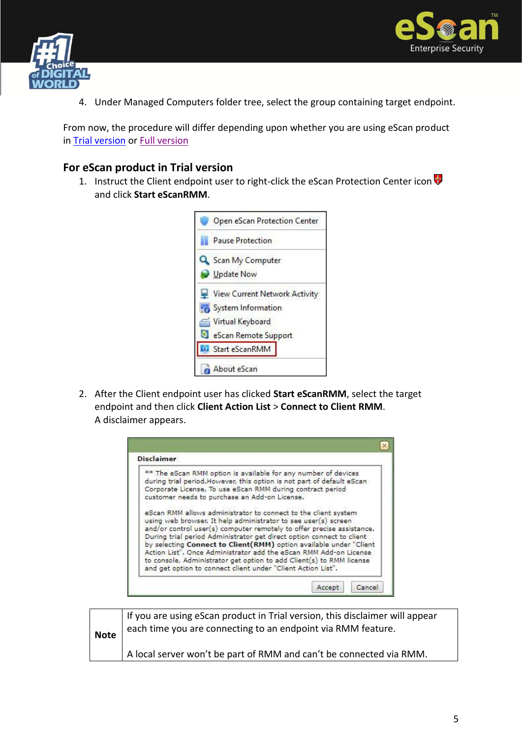4. Under Managed Computers folder tree, select the group containing target endpoint.

From now, the procedure will differ depending upon whether you are using eScan product in [Trial version](#) or [Full version](#)

## For eScan product in Trial version

1. Instruct the Client endpoint user to right-click the eScan Protection Center icon and click **Start eScanRMM**.

2. After the Client endpoint user has clicked **Start eScanRMM**, select the target endpoint and then click **Client Action List** > **Connect to Client RMM**.
   A disclaimer appears.

| **Note** | If you are using eScan product in Trial version, this disclaimer will appear each time you are connecting to an endpoint via RMM feature.<br><br>A local server won't be part of RMM and can't be connected via RMM. |
|---|---|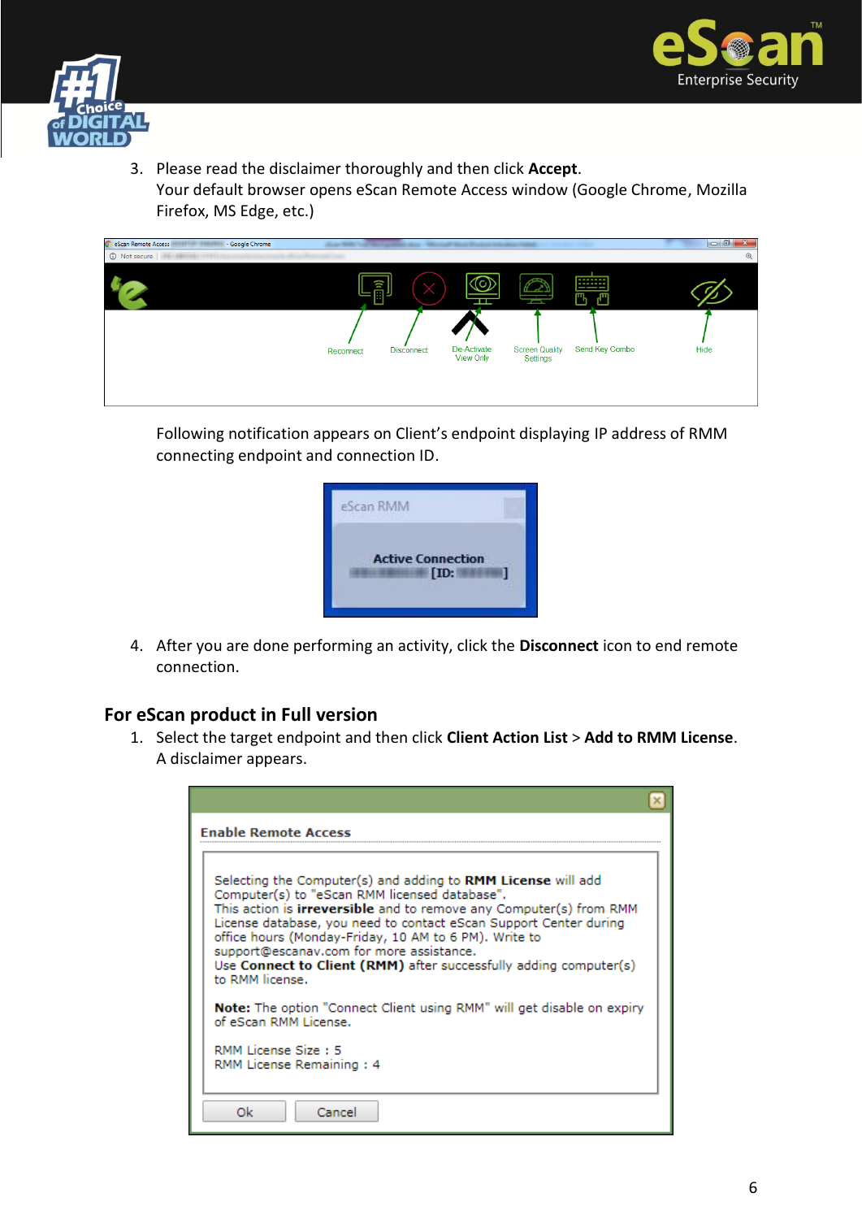3. Please read the disclaimer thoroughly and then click **Accept**.
   Your default browser opens eScan Remote Access window (Google Chrome, Mozilla Firefox, MS Edge, etc.)

   Following notification appears on Client's endpoint displaying IP address of RMM connecting endpoint and connection ID.

4. After you are done performing an activity, click the **Disconnect** icon to end remote connection.

## For eScan product in Full version

1. Select the target endpoint and then click **Client Action List** > **Add to RMM License**.
   A disclaimer appears.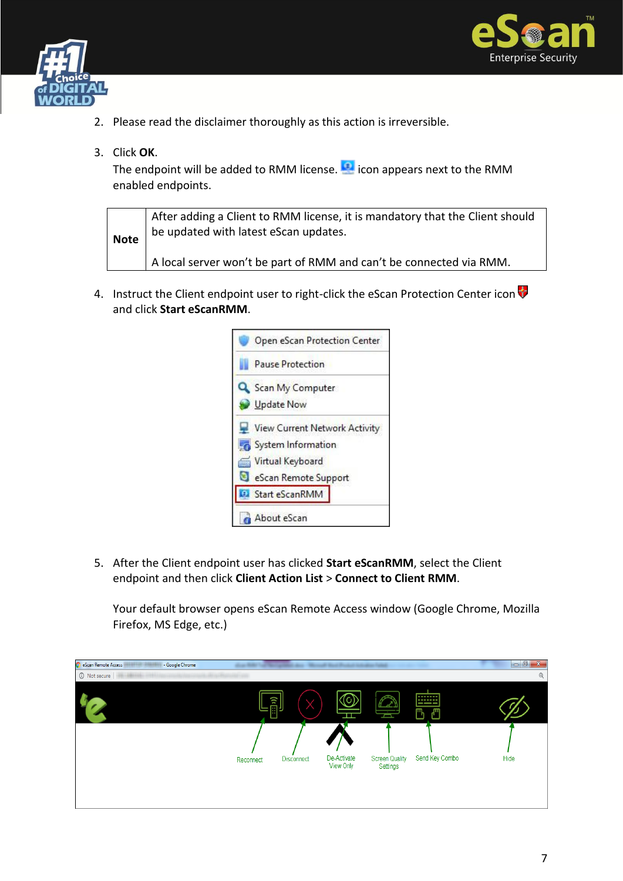2. Please read the disclaimer thoroughly as this action is irreversible.

3. Click **OK**.
   The endpoint will be added to RMM license. icon appears next to the RMM enabled endpoints.

| Note | After adding a Client to RMM license, it is mandatory that the Client should be updated with latest eScan updates.<br><br>A local server won't be part of RMM and can't be connected via RMM. |
|---|---|

4. Instruct the Client endpoint user to right-click the eScan Protection Center icon and click **Start eScanRMM**.

5. After the Client endpoint user has clicked **Start eScanRMM**, select the Client endpoint and then click **Client Action List** > **Connect to Client RMM**.

   Your default browser opens eScan Remote Access window (Google Chrome, Mozilla Firefox, MS Edge, etc.)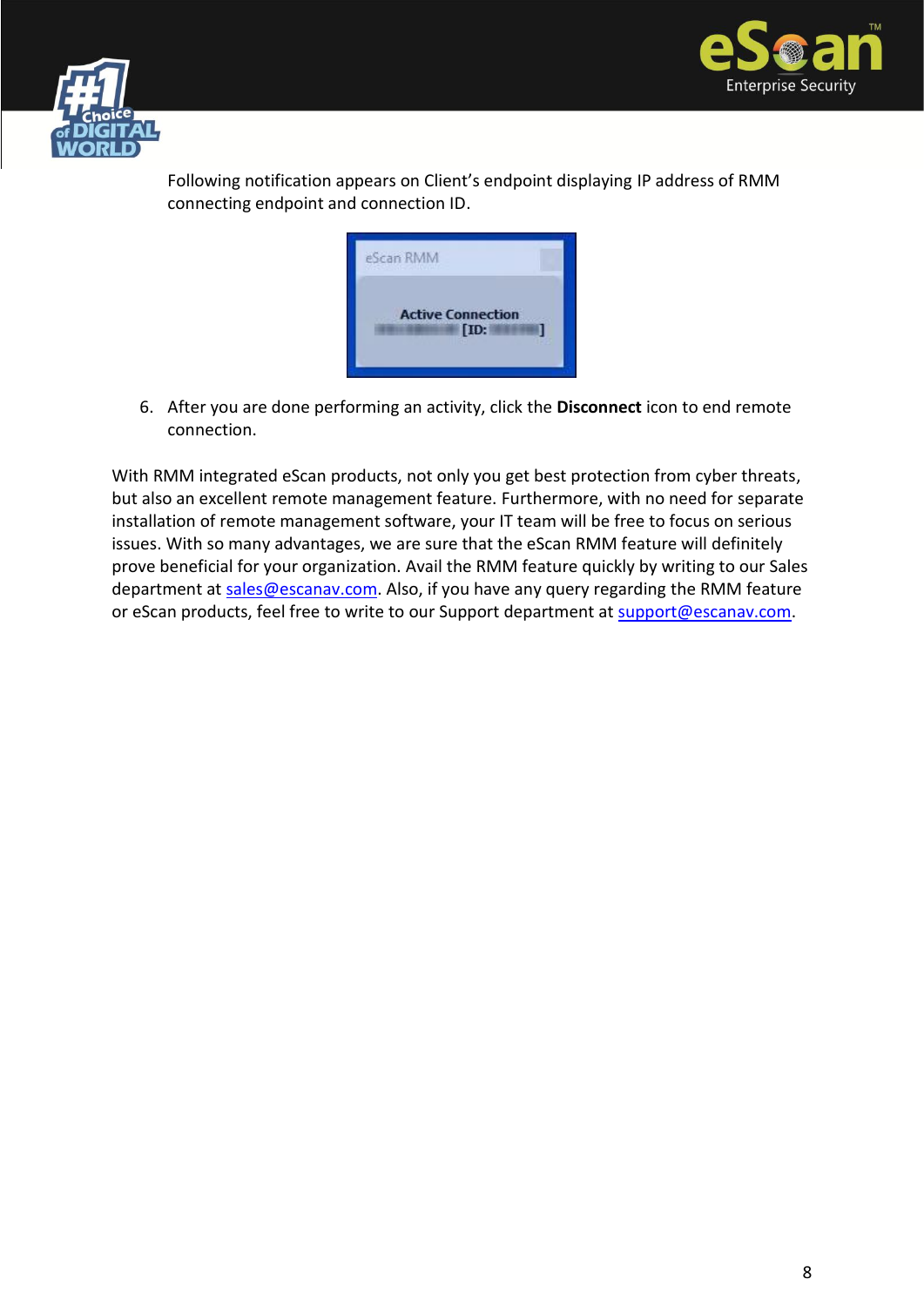Following notification appears on Client's endpoint displaying IP address of RMM connecting endpoint and connection ID.

6. After you are done performing an activity, click the **Disconnect** icon to end remote connection.

With RMM integrated eScan products, not only you get best protection from cyber threats, but also an excellent remote management feature. Furthermore, with no need for separate installation of remote management software, your IT team will be free to focus on serious issues. With so many advantages, we are sure that the eScan RMM feature will definitely prove beneficial for your organization. Avail the RMM feature quickly by writing to our Sales department at sales@escanav.com. Also, if you have any query regarding the RMM feature or eScan products, feel free to write to our Support department at support@escanav.com.